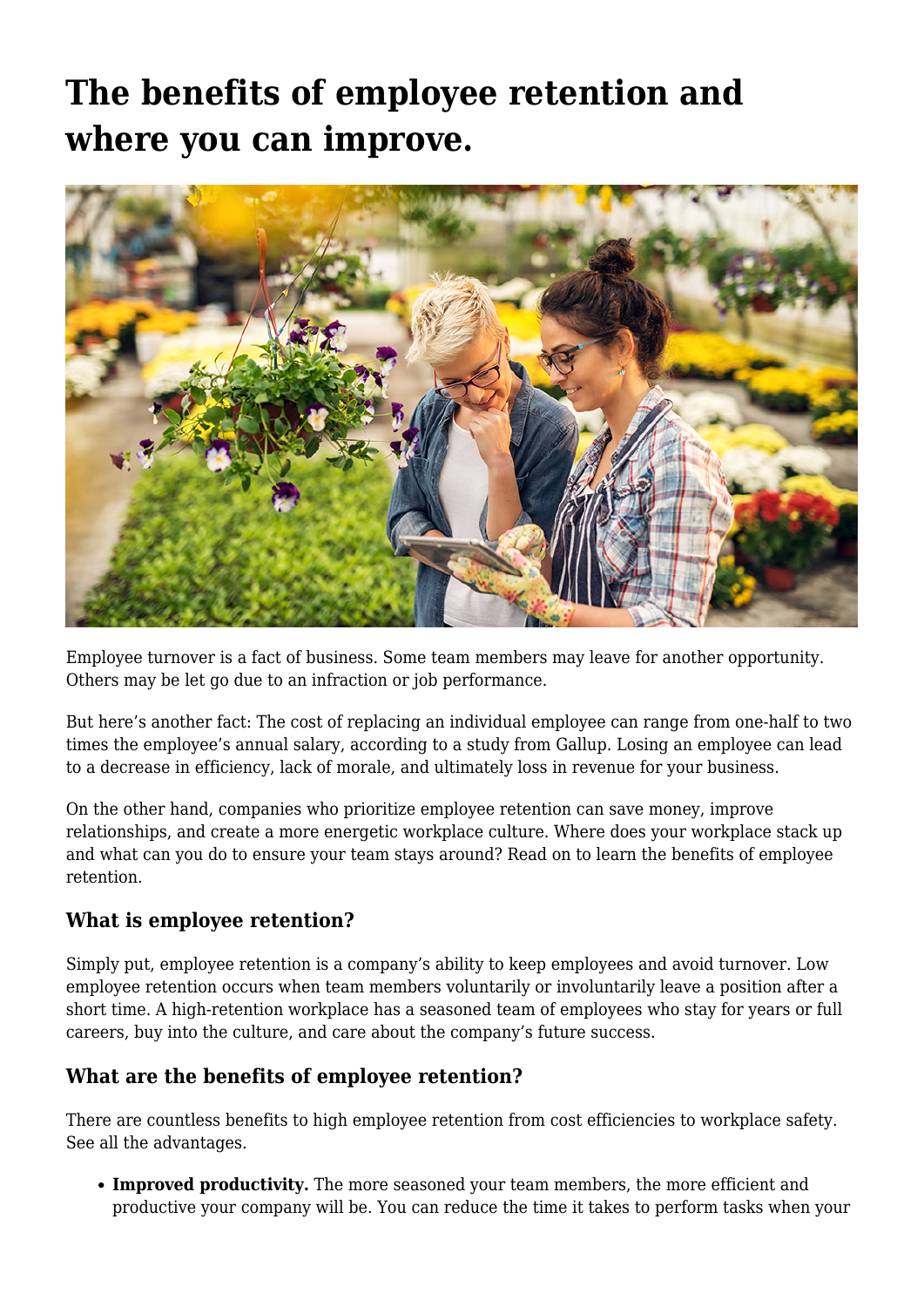# The benefits of employee retention and where you can improve.

Employee turnover is a fact of business. Some team members may leave for another opportunity. Others may be let go due to an infraction or job performance.

But here's another fact: The cost of replacing an individual employee can range from one-half to two times the employee's annual salary, according to a study from Gallup. Losing an employee can lead to a decrease in efficiency, lack of morale, and ultimately loss in revenue for your business.

On the other hand, companies who prioritize employee retention can save money, improve relationships, and create a more energetic workplace culture. Where does your workplace stack up and what can you do to ensure your team stays around? Read on to learn the benefits of employee retention.

### What is employee retention?

Simply put, employee retention is a company's ability to keep employees and avoid turnover. Low employee retention occurs when team members voluntarily or involuntarily leave a position after a short time. A high-retention workplace has a seasoned team of employees who stay for years or full careers, buy into the culture, and care about the company's future success.

### What are the benefits of employee retention?

There are countless benefits to high employee retention from cost efficiencies to workplace safety. See all the advantages.

- **Improved productivity.** The more seasoned your team members, the more efficient and productive your company will be. You can reduce the time it takes to perform tasks when your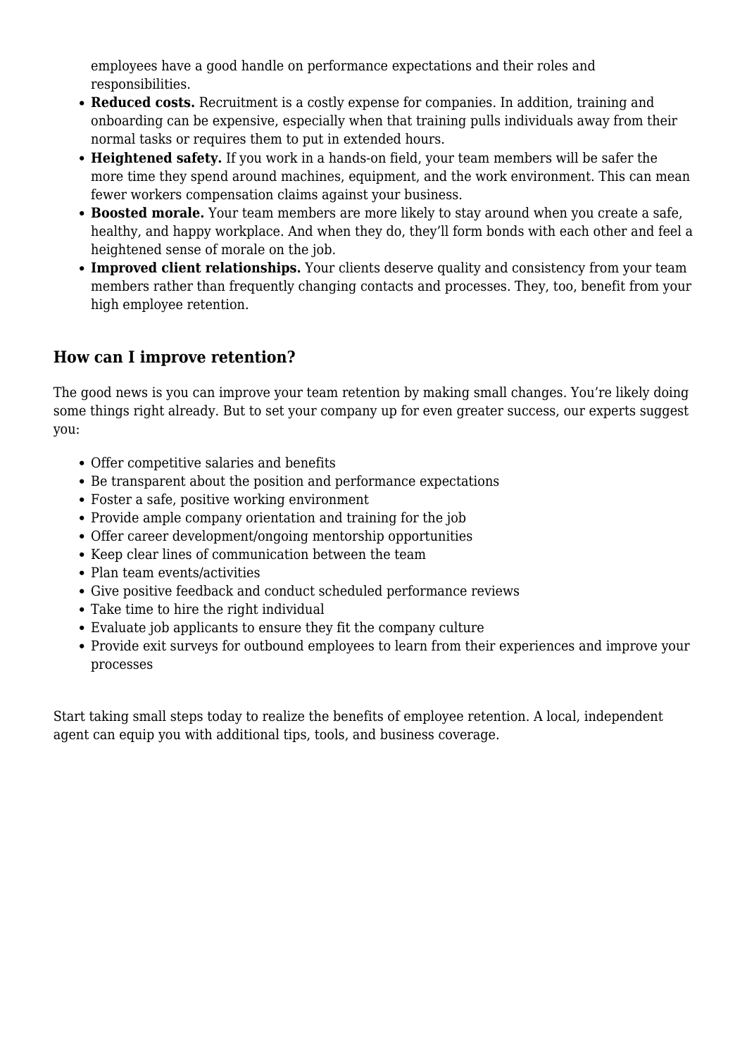employees have a good handle on performance expectations and their roles and responsibilities.

- **Reduced costs.** Recruitment is a costly expense for companies. In addition, training and onboarding can be expensive, especially when that training pulls individuals away from their normal tasks or requires them to put in extended hours.
- **Heightened safety.** If you work in a hands-on field, your team members will be safer the more time they spend around machines, equipment, and the work environment. This can mean fewer workers compensation claims against your business.
- **Boosted morale.** Your team members are more likely to stay around when you create a safe, healthy, and happy workplace. And when they do, they'll form bonds with each other and feel a heightened sense of morale on the job.
- **Improved client relationships.** Your clients deserve quality and consistency from your team members rather than frequently changing contacts and processes. They, too, benefit from your high employee retention.

## How can I improve retention?

The good news is you can improve your team retention by making small changes. You're likely doing some things right already. But to set your company up for even greater success, our experts suggest you:

- Offer competitive salaries and benefits
- Be transparent about the position and performance expectations
- Foster a safe, positive working environment
- Provide ample company orientation and training for the job
- Offer career development/ongoing mentorship opportunities
- Keep clear lines of communication between the team
- Plan team events/activities
- Give positive feedback and conduct scheduled performance reviews
- Take time to hire the right individual
- Evaluate job applicants to ensure they fit the company culture
- Provide exit surveys for outbound employees to learn from their experiences and improve your processes

Start taking small steps today to realize the benefits of employee retention. A local, independent agent can equip you with additional tips, tools, and business coverage.